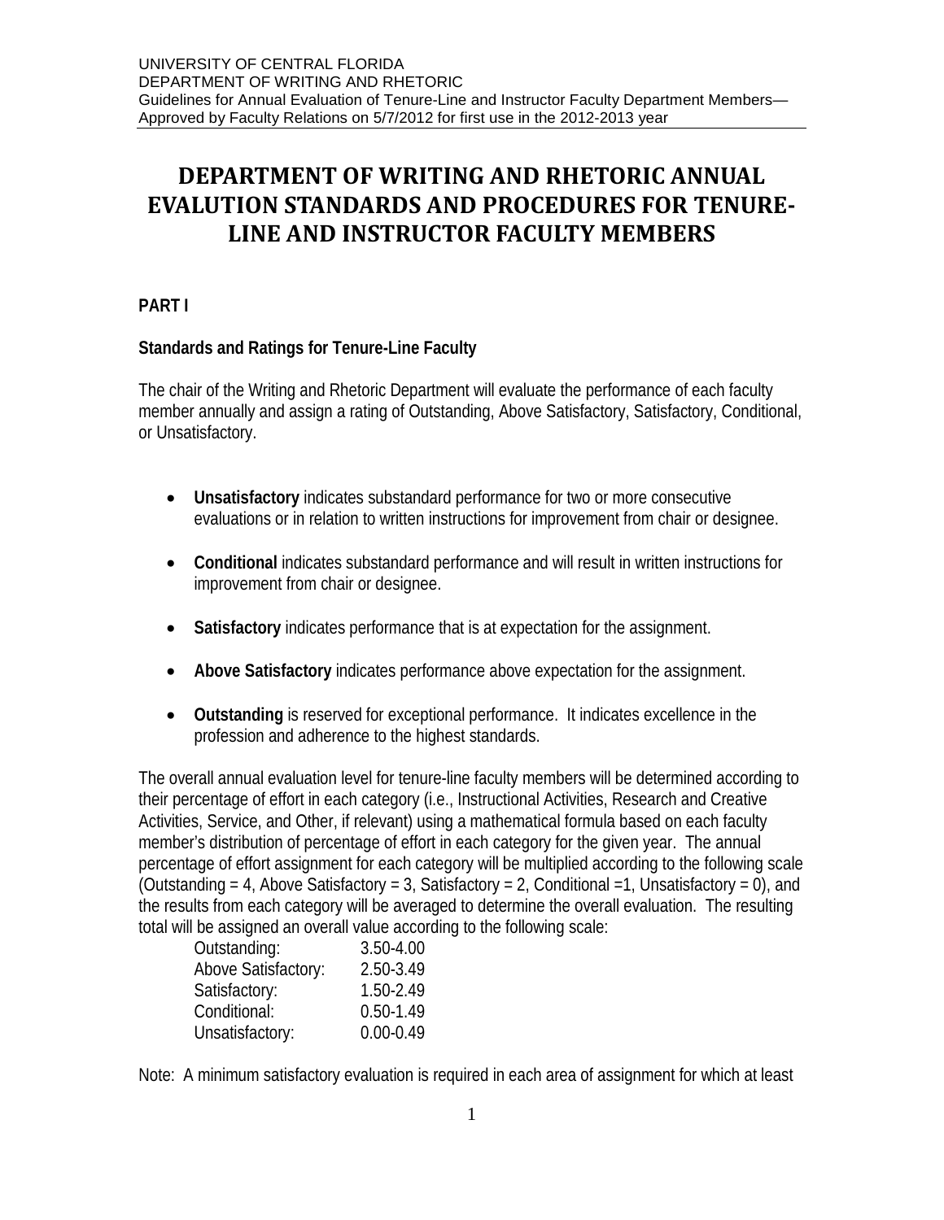UNIVERSITY OF CENTRAL FLORIDA
DEPARTMENT OF WRITING AND RHETORIC
Guidelines for Annual Evaluation of Tenure-Line and Instructor Faculty Department Members—Approved by Faculty Relations on 5/7/2012 for first use in the 2012-2013 year

# DEPARTMENT OF WRITING AND RHETORIC ANNUAL EVALUTION STANDARDS AND PROCEDURES FOR TENURE-LINE AND INSTRUCTOR FACULTY MEMBERS

## PART I

### Standards and Ratings for Tenure-Line Faculty

The chair of the Writing and Rhetoric Department will evaluate the performance of each faculty member annually and assign a rating of Outstanding, Above Satisfactory, Satisfactory, Conditional, or Unsatisfactory.

- **Unsatisfactory** indicates substandard performance for two or more consecutive evaluations or in relation to written instructions for improvement from chair or designee.
- **Conditional** indicates substandard performance and will result in written instructions for improvement from chair or designee.
- **Satisfactory** indicates performance that is at expectation for the assignment.
- **Above Satisfactory** indicates performance above expectation for the assignment.
- **Outstanding** is reserved for exceptional performance. It indicates excellence in the profession and adherence to the highest standards.

The overall annual evaluation level for tenure-line faculty members will be determined according to their percentage of effort in each category (i.e., Instructional Activities, Research and Creative Activities, Service, and Other, if relevant) using a mathematical formula based on each faculty member's distribution of percentage of effort in each category for the given year. The annual percentage of effort assignment for each category will be multiplied according to the following scale (Outstanding = 4, Above Satisfactory = 3, Satisfactory = 2, Conditional =1, Unsatisfactory = 0), and the results from each category will be averaged to determine the overall evaluation. The resulting total will be assigned an overall value according to the following scale:

| | |
|---|---|
| Outstanding: | 3.50-4.00 |
| Above Satisfactory: | 2.50-3.49 |
| Satisfactory: | 1.50-2.49 |
| Conditional: | 0.50-1.49 |
| Unsatisfactory: | 0.00-0.49 |

Note: A minimum satisfactory evaluation is required in each area of assignment for which at least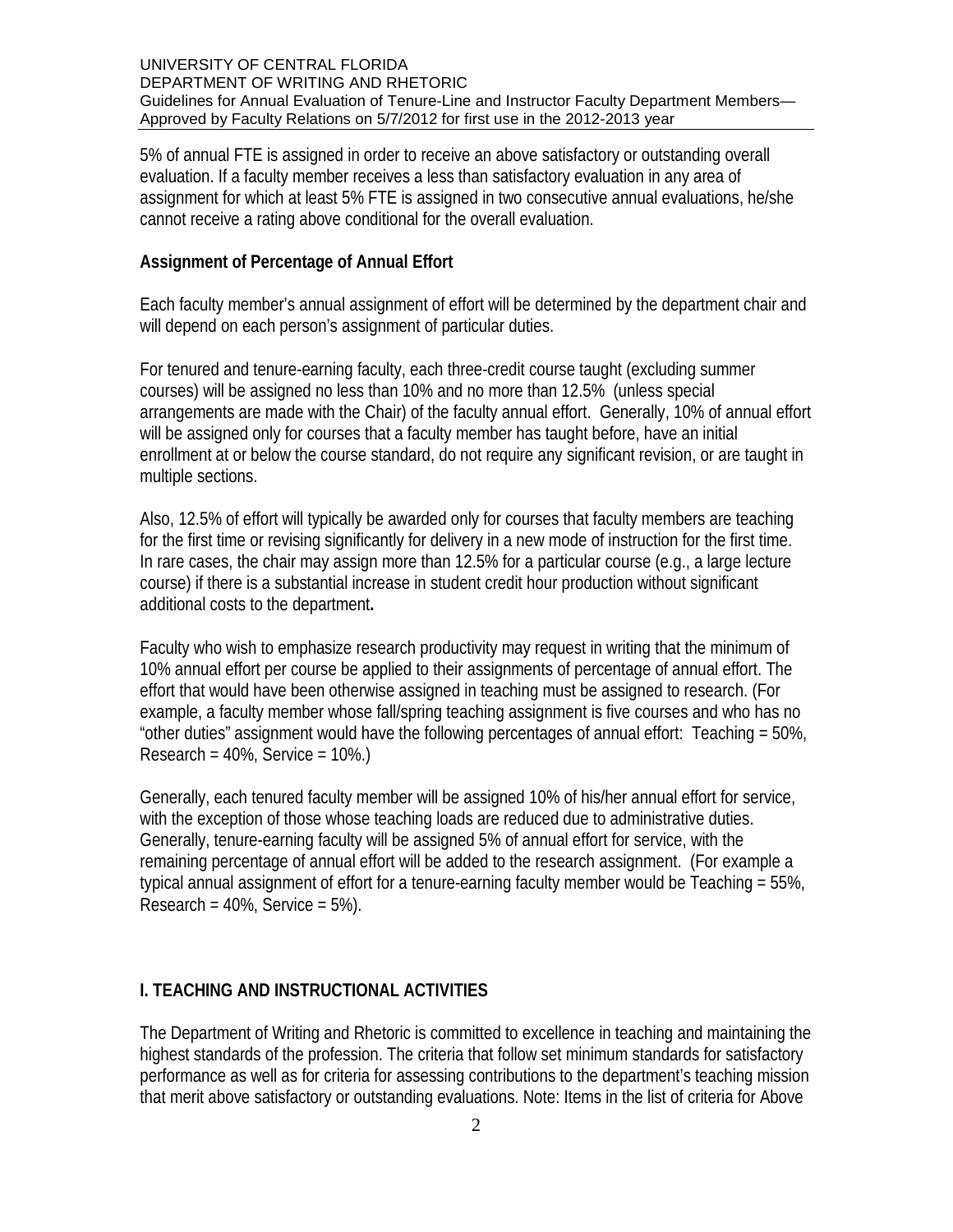5% of annual FTE is assigned in order to receive an above satisfactory or outstanding overall evaluation. If a faculty member receives a less than satisfactory evaluation in any area of assignment for which at least 5% FTE is assigned in two consecutive annual evaluations, he/she cannot receive a rating above conditional for the overall evaluation.

**Assignment of Percentage of Annual Effort**

Each faculty member's annual assignment of effort will be determined by the department chair and will depend on each person's assignment of particular duties.

For tenured and tenure-earning faculty, each three-credit course taught (excluding summer courses) will be assigned no less than 10% and no more than 12.5% (unless special arrangements are made with the Chair) of the faculty annual effort. Generally, 10% of annual effort will be assigned only for courses that a faculty member has taught before, have an initial enrollment at or below the course standard, do not require any significant revision, or are taught in multiple sections.

Also, 12.5% of effort will typically be awarded only for courses that faculty members are teaching for the first time or revising significantly for delivery in a new mode of instruction for the first time. In rare cases, the chair may assign more than 12.5% for a particular course (e.g., a large lecture course) if there is a substantial increase in student credit hour production without significant additional costs to the department**.**

Faculty who wish to emphasize research productivity may request in writing that the minimum of 10% annual effort per course be applied to their assignments of percentage of annual effort. The effort that would have been otherwise assigned in teaching must be assigned to research. (For example, a faculty member whose fall/spring teaching assignment is five courses and who has no "other duties" assignment would have the following percentages of annual effort: Teaching = 50%, Research = 40%, Service = 10%.)

Generally, each tenured faculty member will be assigned 10% of his/her annual effort for service, with the exception of those whose teaching loads are reduced due to administrative duties. Generally, tenure-earning faculty will be assigned 5% of annual effort for service, with the remaining percentage of annual effort will be added to the research assignment. (For example a typical annual assignment of effort for a tenure-earning faculty member would be Teaching = 55%, Research = 40%, Service = 5%).

## I. TEACHING AND INSTRUCTIONAL ACTIVITIES

The Department of Writing and Rhetoric is committed to excellence in teaching and maintaining the highest standards of the profession. The criteria that follow set minimum standards for satisfactory performance as well as for criteria for assessing contributions to the department's teaching mission that merit above satisfactory or outstanding evaluations. Note: Items in the list of criteria for Above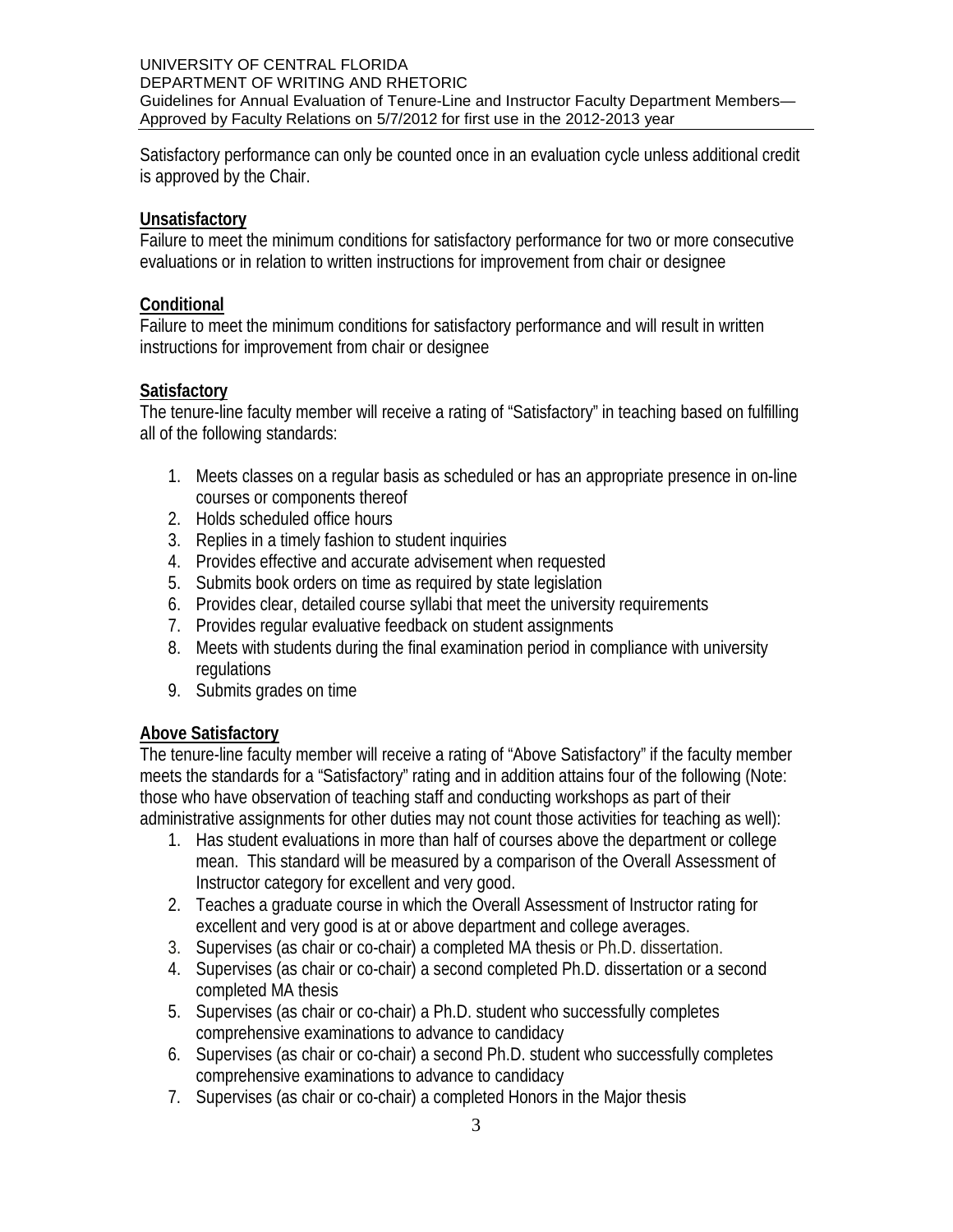Satisfactory performance can only be counted once in an evaluation cycle unless additional credit is approved by the Chair.

**Unsatisfactory**

Failure to meet the minimum conditions for satisfactory performance for two or more consecutive evaluations or in relation to written instructions for improvement from chair or designee

**Conditional**

Failure to meet the minimum conditions for satisfactory performance and will result in written instructions for improvement from chair or designee

**Satisfactory**

The tenure-line faculty member will receive a rating of "Satisfactory" in teaching based on fulfilling all of the following standards:

1. Meets classes on a regular basis as scheduled or has an appropriate presence in on-line courses or components thereof
2. Holds scheduled office hours
3. Replies in a timely fashion to student inquiries
4. Provides effective and accurate advisement when requested
5. Submits book orders on time as required by state legislation
6. Provides clear, detailed course syllabi that meet the university requirements
7. Provides regular evaluative feedback on student assignments
8. Meets with students during the final examination period in compliance with university regulations
9. Submits grades on time

**Above Satisfactory**

The tenure-line faculty member will receive a rating of "Above Satisfactory" if the faculty member meets the standards for a "Satisfactory" rating and in addition attains four of the following (Note: those who have observation of teaching staff and conducting workshops as part of their administrative assignments for other duties may not count those activities for teaching as well):

1. Has student evaluations in more than half of courses above the department or college mean. This standard will be measured by a comparison of the Overall Assessment of Instructor category for excellent and very good.
2. Teaches a graduate course in which the Overall Assessment of Instructor rating for excellent and very good is at or above department and college averages.
3. Supervises (as chair or co-chair) a completed MA thesis or Ph.D. dissertation.
4. Supervises (as chair or co-chair) a second completed Ph.D. dissertation or a second completed MA thesis
5. Supervises (as chair or co-chair) a Ph.D. student who successfully completes comprehensive examinations to advance to candidacy
6. Supervises (as chair or co-chair) a second Ph.D. student who successfully completes comprehensive examinations to advance to candidacy
7. Supervises (as chair or co-chair) a completed Honors in the Major thesis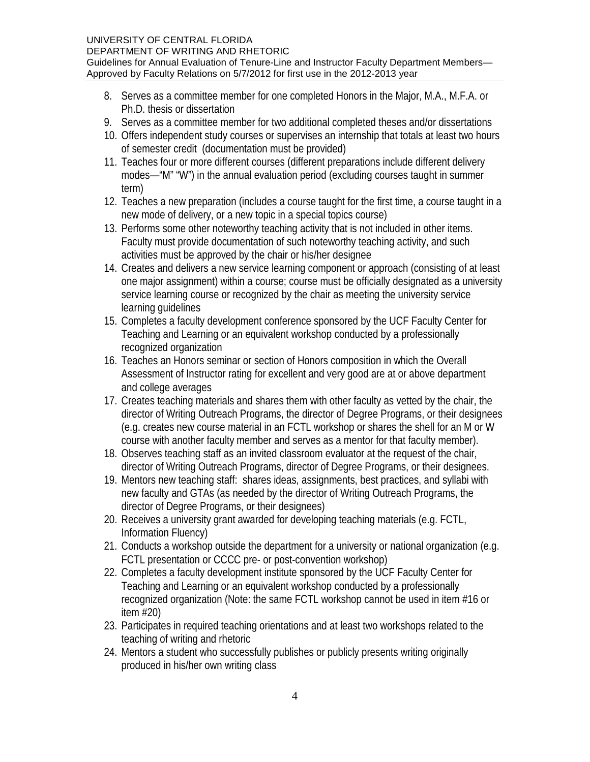8. Serves as a committee member for one completed Honors in the Major, M.A., M.F.A. or Ph.D. thesis or dissertation
9. Serves as a committee member for two additional completed theses and/or dissertations
10. Offers independent study courses or supervises an internship that totals at least two hours of semester credit (documentation must be provided)
11. Teaches four or more different courses (different preparations include different delivery modes—"M" "W") in the annual evaluation period (excluding courses taught in summer term)
12. Teaches a new preparation (includes a course taught for the first time, a course taught in a new mode of delivery, or a new topic in a special topics course)
13. Performs some other noteworthy teaching activity that is not included in other items. Faculty must provide documentation of such noteworthy teaching activity, and such activities must be approved by the chair or his/her designee
14. Creates and delivers a new service learning component or approach (consisting of at least one major assignment) within a course; course must be officially designated as a university service learning course or recognized by the chair as meeting the university service learning guidelines
15. Completes a faculty development conference sponsored by the UCF Faculty Center for Teaching and Learning or an equivalent workshop conducted by a professionally recognized organization
16. Teaches an Honors seminar or section of Honors composition in which the Overall Assessment of Instructor rating for excellent and very good are at or above department and college averages
17. Creates teaching materials and shares them with other faculty as vetted by the chair, the director of Writing Outreach Programs, the director of Degree Programs, or their designees (e.g. creates new course material in an FCTL workshop or shares the shell for an M or W course with another faculty member and serves as a mentor for that faculty member).
18. Observes teaching staff as an invited classroom evaluator at the request of the chair, director of Writing Outreach Programs, director of Degree Programs, or their designees.
19. Mentors new teaching staff: shares ideas, assignments, best practices, and syllabi with new faculty and GTAs (as needed by the director of Writing Outreach Programs, the director of Degree Programs, or their designees)
20. Receives a university grant awarded for developing teaching materials (e.g. FCTL, Information Fluency)
21. Conducts a workshop outside the department for a university or national organization (e.g. FCTL presentation or CCCC pre- or post-convention workshop)
22. Completes a faculty development institute sponsored by the UCF Faculty Center for Teaching and Learning or an equivalent workshop conducted by a professionally recognized organization (Note: the same FCTL workshop cannot be used in item #16 or item #20)
23. Participates in required teaching orientations and at least two workshops related to the teaching of writing and rhetoric
24. Mentors a student who successfully publishes or publicly presents writing originally produced in his/her own writing class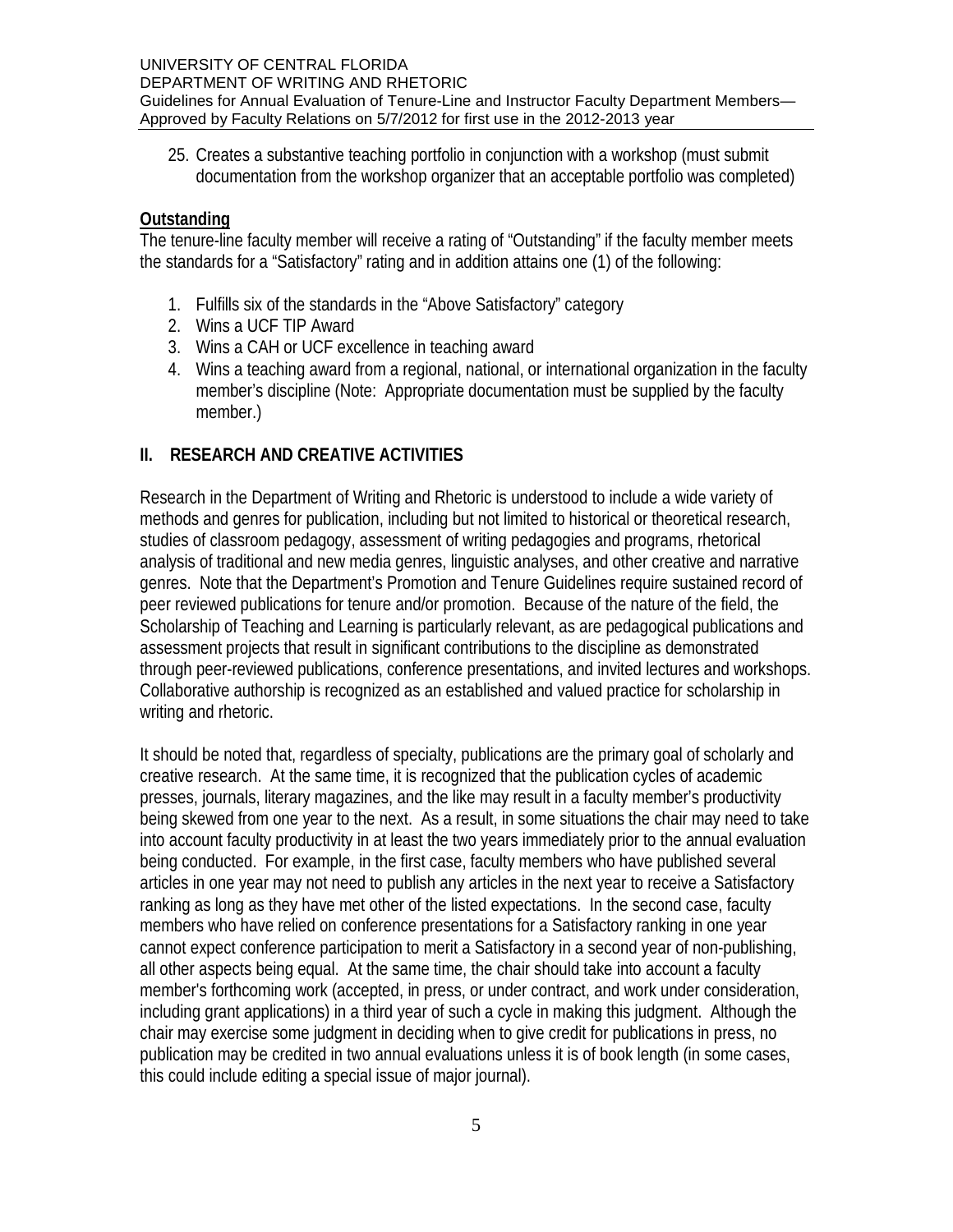25. Creates a substantive teaching portfolio in conjunction with a workshop (must submit documentation from the workshop organizer that an acceptable portfolio was completed)

**Outstanding**

The tenure-line faculty member will receive a rating of "Outstanding" if the faculty member meets the standards for a "Satisfactory" rating and in addition attains one (1) of the following:

1. Fulfills six of the standards in the "Above Satisfactory" category
2. Wins a UCF TIP Award
3. Wins a CAH or UCF excellence in teaching award
4. Wins a teaching award from a regional, national, or international organization in the faculty member's discipline (Note: Appropriate documentation must be supplied by the faculty member.)

## II. RESEARCH AND CREATIVE ACTIVITIES

Research in the Department of Writing and Rhetoric is understood to include a wide variety of methods and genres for publication, including but not limited to historical or theoretical research, studies of classroom pedagogy, assessment of writing pedagogies and programs, rhetorical analysis of traditional and new media genres, linguistic analyses, and other creative and narrative genres. Note that the Department's Promotion and Tenure Guidelines require sustained record of peer reviewed publications for tenure and/or promotion. Because of the nature of the field, the Scholarship of Teaching and Learning is particularly relevant, as are pedagogical publications and assessment projects that result in significant contributions to the discipline as demonstrated through peer-reviewed publications, conference presentations, and invited lectures and workshops. Collaborative authorship is recognized as an established and valued practice for scholarship in writing and rhetoric.

It should be noted that, regardless of specialty, publications are the primary goal of scholarly and creative research. At the same time, it is recognized that the publication cycles of academic presses, journals, literary magazines, and the like may result in a faculty member's productivity being skewed from one year to the next. As a result, in some situations the chair may need to take into account faculty productivity in at least the two years immediately prior to the annual evaluation being conducted. For example, in the first case, faculty members who have published several articles in one year may not need to publish any articles in the next year to receive a Satisfactory ranking as long as they have met other of the listed expectations. In the second case, faculty members who have relied on conference presentations for a Satisfactory ranking in one year cannot expect conference participation to merit a Satisfactory in a second year of non-publishing, all other aspects being equal. At the same time, the chair should take into account a faculty member's forthcoming work (accepted, in press, or under contract, and work under consideration, including grant applications) in a third year of such a cycle in making this judgment. Although the chair may exercise some judgment in deciding when to give credit for publications in press, no publication may be credited in two annual evaluations unless it is of book length (in some cases, this could include editing a special issue of major journal).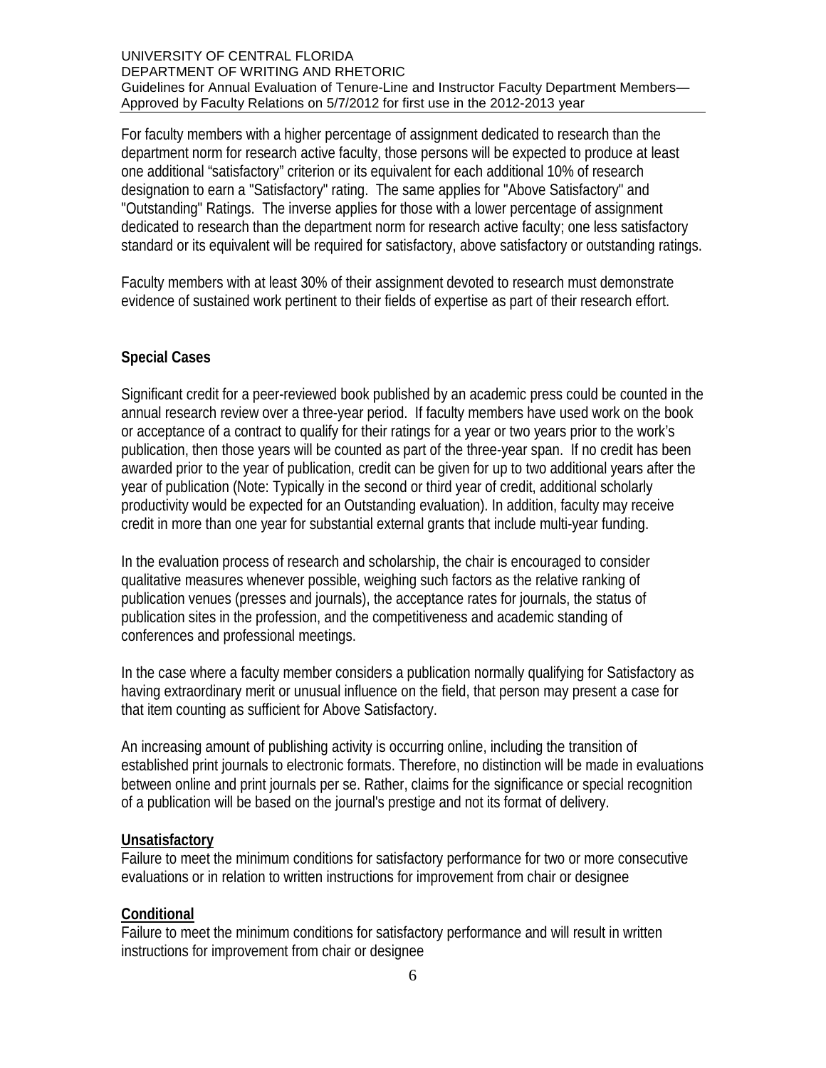For faculty members with a higher percentage of assignment dedicated to research than the department norm for research active faculty, those persons will be expected to produce at least one additional "satisfactory" criterion or its equivalent for each additional 10% of research designation to earn a "Satisfactory" rating. The same applies for "Above Satisfactory" and "Outstanding" Ratings. The inverse applies for those with a lower percentage of assignment dedicated to research than the department norm for research active faculty; one less satisfactory standard or its equivalent will be required for satisfactory, above satisfactory or outstanding ratings.

Faculty members with at least 30% of their assignment devoted to research must demonstrate evidence of sustained work pertinent to their fields of expertise as part of their research effort.

**Special Cases**

Significant credit for a peer-reviewed book published by an academic press could be counted in the annual research review over a three-year period. If faculty members have used work on the book or acceptance of a contract to qualify for their ratings for a year or two years prior to the work's publication, then those years will be counted as part of the three-year span. If no credit has been awarded prior to the year of publication, credit can be given for up to two additional years after the year of publication (Note: Typically in the second or third year of credit, additional scholarly productivity would be expected for an Outstanding evaluation). In addition, faculty may receive credit in more than one year for substantial external grants that include multi-year funding.

In the evaluation process of research and scholarship, the chair is encouraged to consider qualitative measures whenever possible, weighing such factors as the relative ranking of publication venues (presses and journals), the acceptance rates for journals, the status of publication sites in the profession, and the competitiveness and academic standing of conferences and professional meetings.

In the case where a faculty member considers a publication normally qualifying for Satisfactory as having extraordinary merit or unusual influence on the field, that person may present a case for that item counting as sufficient for Above Satisfactory.

An increasing amount of publishing activity is occurring online, including the transition of established print journals to electronic formats. Therefore, no distinction will be made in evaluations between online and print journals per se. Rather, claims for the significance or special recognition of a publication will be based on the journal's prestige and not its format of delivery.

**Unsatisfactory**

Failure to meet the minimum conditions for satisfactory performance for two or more consecutive evaluations or in relation to written instructions for improvement from chair or designee

**Conditional**

Failure to meet the minimum conditions for satisfactory performance and will result in written instructions for improvement from chair or designee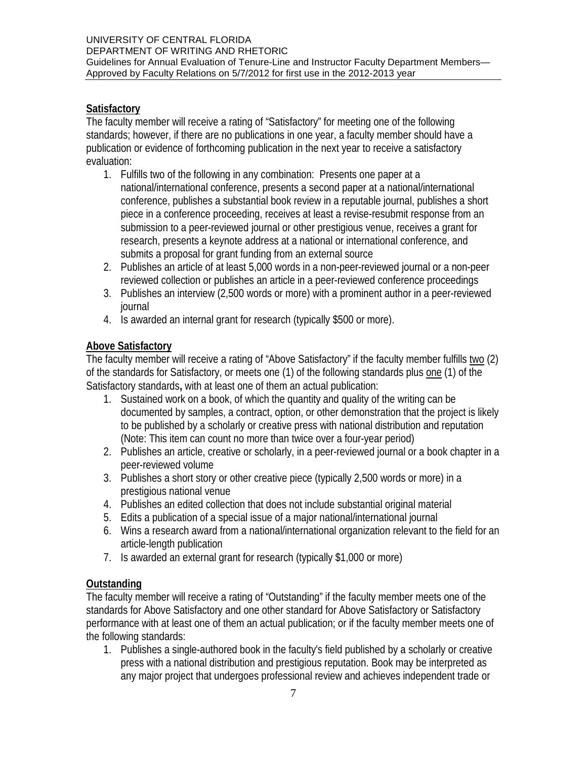**Satisfactory**

The faculty member will receive a rating of "Satisfactory" for meeting one of the following standards; however, if there are no publications in one year, a faculty member should have a publication or evidence of forthcoming publication in the next year to receive a satisfactory evaluation:

1. Fulfills two of the following in any combination: Presents one paper at a national/international conference, presents a second paper at a national/international conference, publishes a substantial book review in a reputable journal, publishes a short piece in a conference proceeding, receives at least a revise-resubmit response from an submission to a peer-reviewed journal or other prestigious venue, receives a grant for research, presents a keynote address at a national or international conference, and submits a proposal for grant funding from an external source
2. Publishes an article of at least 5,000 words in a non-peer-reviewed journal or a non-peer reviewed collection or publishes an article in a peer-reviewed conference proceedings
3. Publishes an interview (2,500 words or more) with a prominent author in a peer-reviewed journal
4. Is awarded an internal grant for research (typically $500 or more).

**Above Satisfactory**

The faculty member will receive a rating of "Above Satisfactory" if the faculty member fulfills two (2) of the standards for Satisfactory, or meets one (1) of the following standards plus one (1) of the Satisfactory standards**,** with at least one of them an actual publication:

1. Sustained work on a book, of which the quantity and quality of the writing can be documented by samples, a contract, option, or other demonstration that the project is likely to be published by a scholarly or creative press with national distribution and reputation (Note: This item can count no more than twice over a four-year period)
2. Publishes an article, creative or scholarly, in a peer-reviewed journal or a book chapter in a peer-reviewed volume
3. Publishes a short story or other creative piece (typically 2,500 words or more) in a prestigious national venue
4. Publishes an edited collection that does not include substantial original material
5. Edits a publication of a special issue of a major national/international journal
6. Wins a research award from a national/international organization relevant to the field for an article-length publication
7. Is awarded an external grant for research (typically $1,000 or more)

**Outstanding**

The faculty member will receive a rating of "Outstanding" if the faculty member meets one of the standards for Above Satisfactory and one other standard for Above Satisfactory or Satisfactory performance with at least one of them an actual publication; or if the faculty member meets one of the following standards:

1. Publishes a single-authored book in the faculty's field published by a scholarly or creative press with a national distribution and prestigious reputation. Book may be interpreted as any major project that undergoes professional review and achieves independent trade or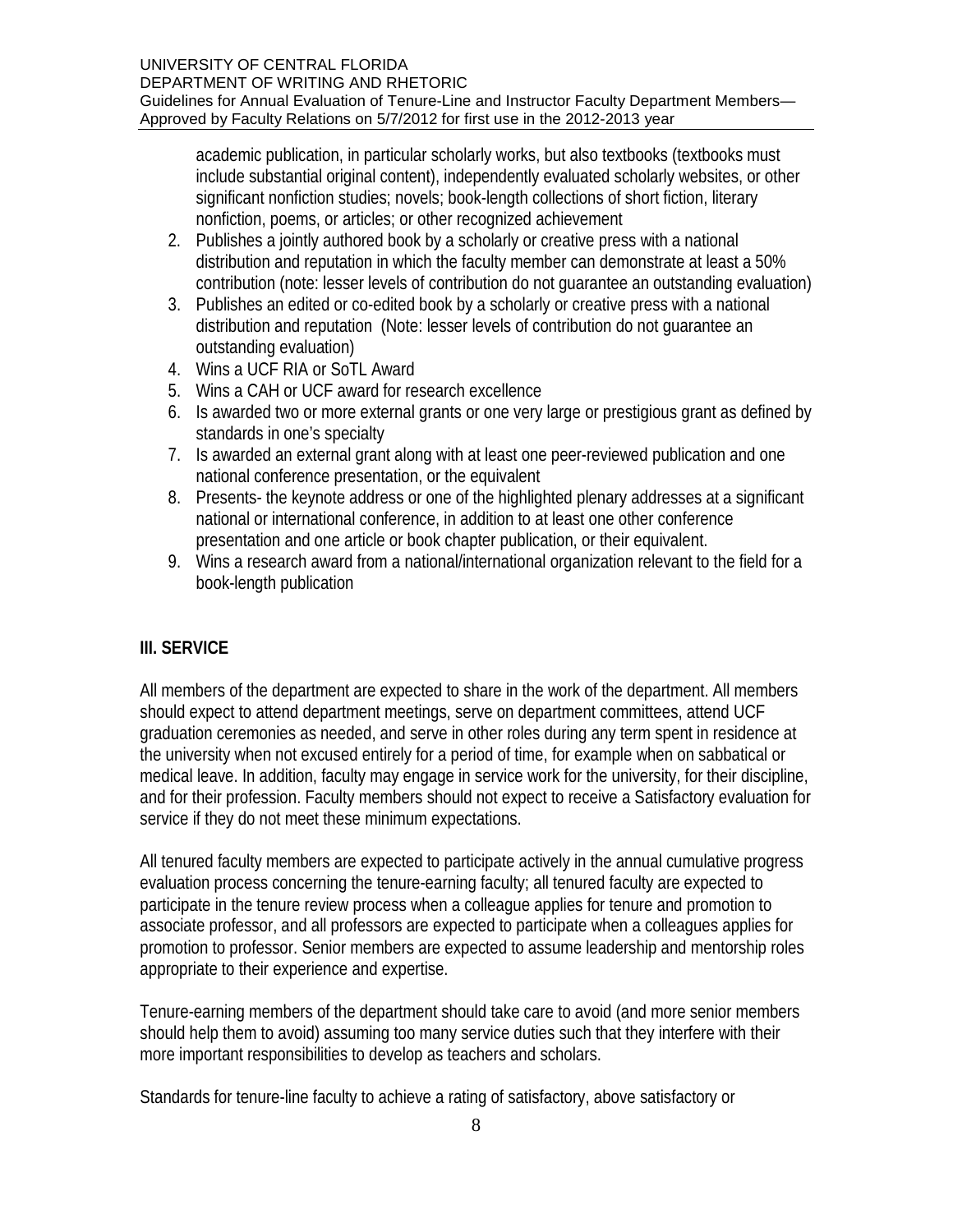academic publication, in particular scholarly works, but also textbooks (textbooks must include substantial original content), independently evaluated scholarly websites, or other significant nonfiction studies; novels; book-length collections of short fiction, literary nonfiction, poems, or articles; or other recognized achievement

2. Publishes a jointly authored book by a scholarly or creative press with a national distribution and reputation in which the faculty member can demonstrate at least a 50% contribution (note: lesser levels of contribution do not guarantee an outstanding evaluation)
3. Publishes an edited or co-edited book by a scholarly or creative press with a national distribution and reputation (Note: lesser levels of contribution do not guarantee an outstanding evaluation)
4. Wins a UCF RIA or SoTL Award
5. Wins a CAH or UCF award for research excellence
6. Is awarded two or more external grants or one very large or prestigious grant as defined by standards in one's specialty
7. Is awarded an external grant along with at least one peer-reviewed publication and one national conference presentation, or the equivalent
8. Presents- the keynote address or one of the highlighted plenary addresses at a significant national or international conference, in addition to at least one other conference presentation and one article or book chapter publication, or their equivalent.
9. Wins a research award from a national/international organization relevant to the field for a book-length publication

## III. SERVICE

All members of the department are expected to share in the work of the department. All members should expect to attend department meetings, serve on department committees, attend UCF graduation ceremonies as needed, and serve in other roles during any term spent in residence at the university when not excused entirely for a period of time, for example when on sabbatical or medical leave. In addition, faculty may engage in service work for the university, for their discipline, and for their profession. Faculty members should not expect to receive a Satisfactory evaluation for service if they do not meet these minimum expectations.

All tenured faculty members are expected to participate actively in the annual cumulative progress evaluation process concerning the tenure-earning faculty; all tenured faculty are expected to participate in the tenure review process when a colleague applies for tenure and promotion to associate professor, and all professors are expected to participate when a colleagues applies for promotion to professor. Senior members are expected to assume leadership and mentorship roles appropriate to their experience and expertise.

Tenure-earning members of the department should take care to avoid (and more senior members should help them to avoid) assuming too many service duties such that they interfere with their more important responsibilities to develop as teachers and scholars.

Standards for tenure-line faculty to achieve a rating of satisfactory, above satisfactory or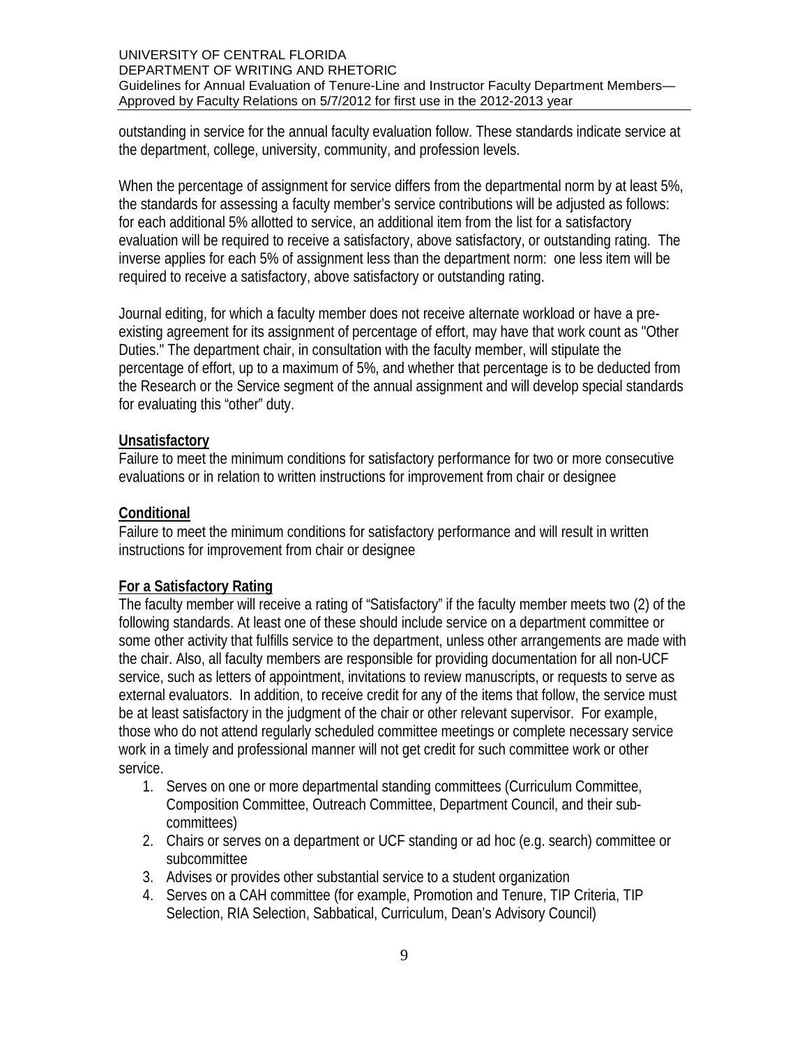outstanding in service for the annual faculty evaluation follow. These standards indicate service at the department, college, university, community, and profession levels.

When the percentage of assignment for service differs from the departmental norm by at least 5%, the standards for assessing a faculty member's service contributions will be adjusted as follows: for each additional 5% allotted to service, an additional item from the list for a satisfactory evaluation will be required to receive a satisfactory, above satisfactory, or outstanding rating. The inverse applies for each 5% of assignment less than the department norm: one less item will be required to receive a satisfactory, above satisfactory or outstanding rating.

Journal editing, for which a faculty member does not receive alternate workload or have a pre-existing agreement for its assignment of percentage of effort, may have that work count as "Other Duties." The department chair, in consultation with the faculty member, will stipulate the percentage of effort, up to a maximum of 5%, and whether that percentage is to be deducted from the Research or the Service segment of the annual assignment and will develop special standards for evaluating this "other" duty.

**Unsatisfactory**

Failure to meet the minimum conditions for satisfactory performance for two or more consecutive evaluations or in relation to written instructions for improvement from chair or designee

**Conditional**

Failure to meet the minimum conditions for satisfactory performance and will result in written instructions for improvement from chair or designee

**For a Satisfactory Rating**

The faculty member will receive a rating of "Satisfactory" if the faculty member meets two (2) of the following standards. At least one of these should include service on a department committee or some other activity that fulfills service to the department, unless other arrangements are made with the chair. Also, all faculty members are responsible for providing documentation for all non-UCF service, such as letters of appointment, invitations to review manuscripts, or requests to serve as external evaluators. In addition, to receive credit for any of the items that follow, the service must be at least satisfactory in the judgment of the chair or other relevant supervisor. For example, those who do not attend regularly scheduled committee meetings or complete necessary service work in a timely and professional manner will not get credit for such committee work or other service.

1. Serves on one or more departmental standing committees (Curriculum Committee, Composition Committee, Outreach Committee, Department Council, and their sub-committees)
2. Chairs or serves on a department or UCF standing or ad hoc (e.g. search) committee or subcommittee
3. Advises or provides other substantial service to a student organization
4. Serves on a CAH committee (for example, Promotion and Tenure, TIP Criteria, TIP Selection, RIA Selection, Sabbatical, Curriculum, Dean's Advisory Council)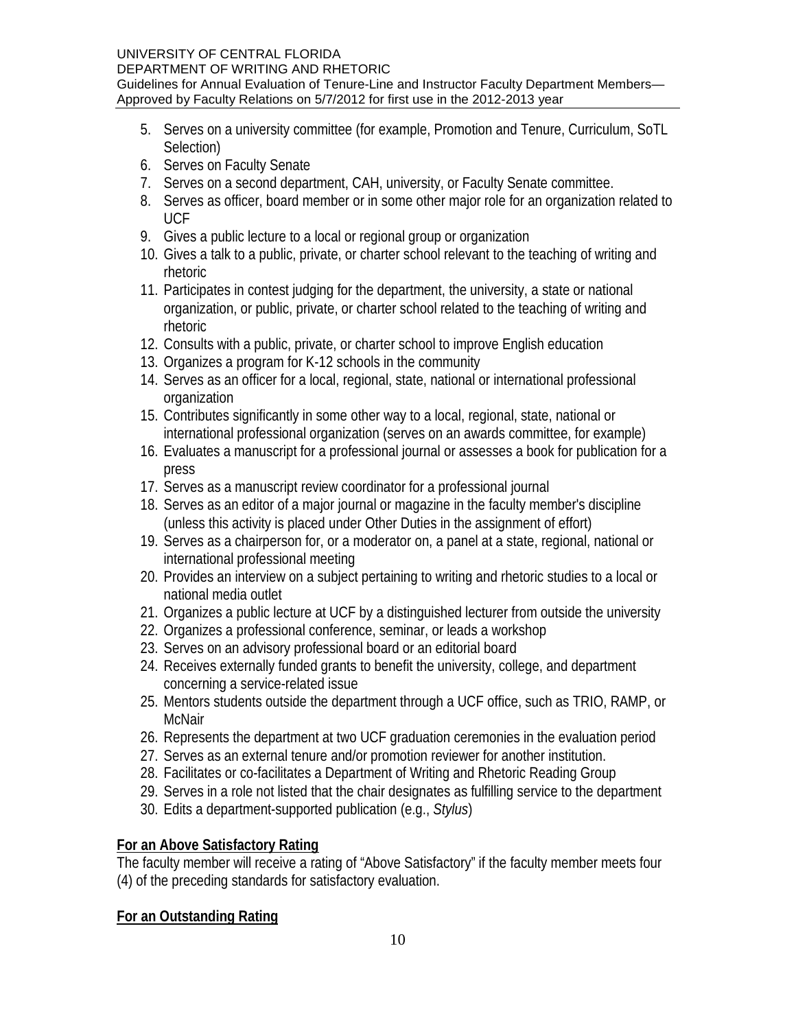5. Serves on a university committee (for example, Promotion and Tenure, Curriculum, SoTL Selection)
6. Serves on Faculty Senate
7. Serves on a second department, CAH, university, or Faculty Senate committee.
8. Serves as officer, board member or in some other major role for an organization related to UCF
9. Gives a public lecture to a local or regional group or organization
10. Gives a talk to a public, private, or charter school relevant to the teaching of writing and rhetoric
11. Participates in contest judging for the department, the university, a state or national organization, or public, private, or charter school related to the teaching of writing and rhetoric
12. Consults with a public, private, or charter school to improve English education
13. Organizes a program for K-12 schools in the community
14. Serves as an officer for a local, regional, state, national or international professional organization
15. Contributes significantly in some other way to a local, regional, state, national or international professional organization (serves on an awards committee, for example)
16. Evaluates a manuscript for a professional journal or assesses a book for publication for a press
17. Serves as a manuscript review coordinator for a professional journal
18. Serves as an editor of a major journal or magazine in the faculty member's discipline (unless this activity is placed under Other Duties in the assignment of effort)
19. Serves as a chairperson for, or a moderator on, a panel at a state, regional, national or international professional meeting
20. Provides an interview on a subject pertaining to writing and rhetoric studies to a local or national media outlet
21. Organizes a public lecture at UCF by a distinguished lecturer from outside the university
22. Organizes a professional conference, seminar, or leads a workshop
23. Serves on an advisory professional board or an editorial board
24. Receives externally funded grants to benefit the university, college, and department concerning a service-related issue
25. Mentors students outside the department through a UCF office, such as TRIO, RAMP, or McNair
26. Represents the department at two UCF graduation ceremonies in the evaluation period
27. Serves as an external tenure and/or promotion reviewer for another institution.
28. Facilitates or co-facilitates a Department of Writing and Rhetoric Reading Group
29. Serves in a role not listed that the chair designates as fulfilling service to the department
30. Edits a department-supported publication (e.g., *Stylus*)

**For an Above Satisfactory Rating**

The faculty member will receive a rating of "Above Satisfactory" if the faculty member meets four (4) of the preceding standards for satisfactory evaluation.

**For an Outstanding Rating**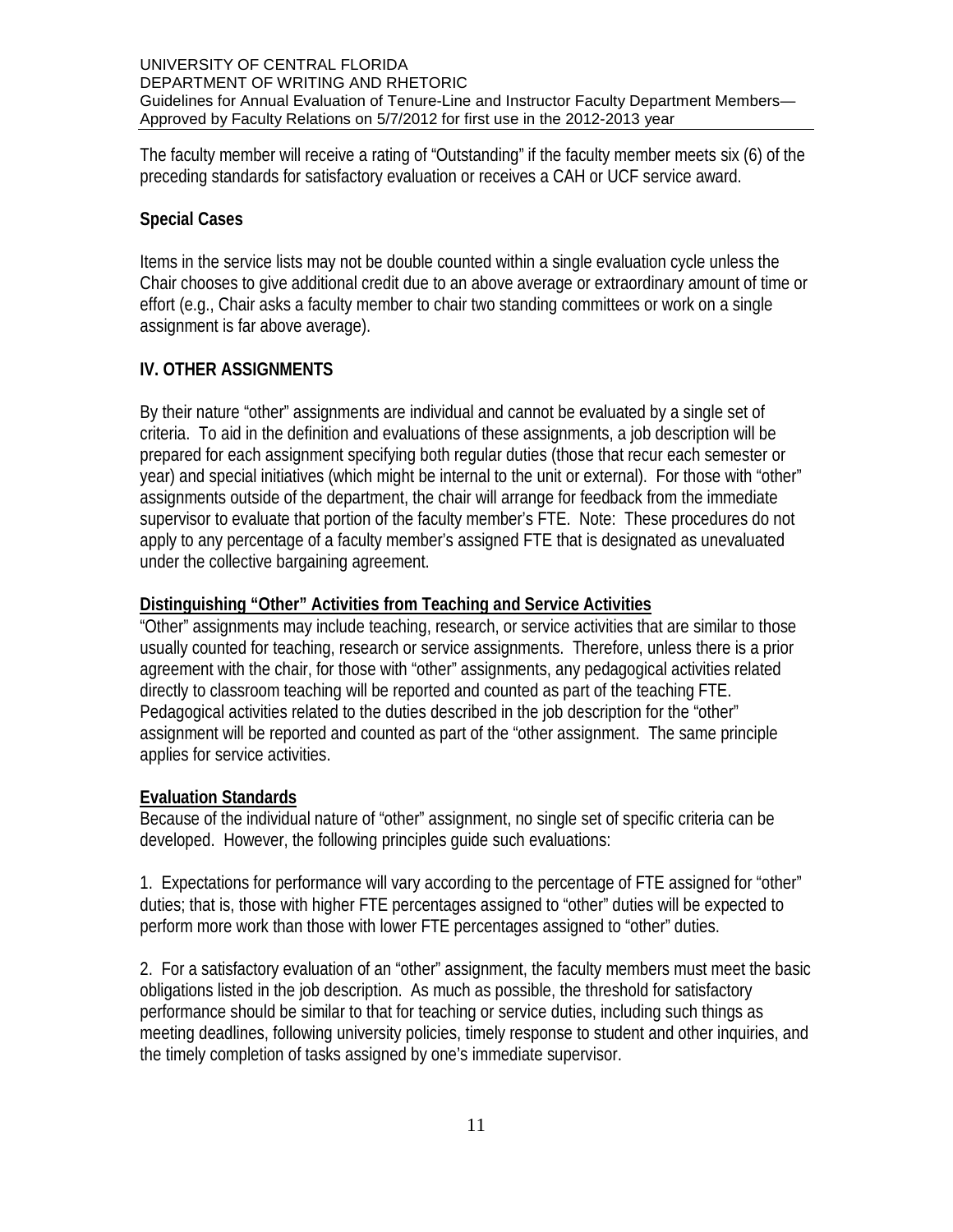The faculty member will receive a rating of "Outstanding" if the faculty member meets six (6) of the preceding standards for satisfactory evaluation or receives a CAH or UCF service award.

**Special Cases**

Items in the service lists may not be double counted within a single evaluation cycle unless the Chair chooses to give additional credit due to an above average or extraordinary amount of time or effort (e.g., Chair asks a faculty member to chair two standing committees or work on a single assignment is far above average).

## IV. OTHER ASSIGNMENTS

By their nature "other" assignments are individual and cannot be evaluated by a single set of criteria. To aid in the definition and evaluations of these assignments, a job description will be prepared for each assignment specifying both regular duties (those that recur each semester or year) and special initiatives (which might be internal to the unit or external). For those with "other" assignments outside of the department, the chair will arrange for feedback from the immediate supervisor to evaluate that portion of the faculty member's FTE. Note: These procedures do not apply to any percentage of a faculty member's assigned FTE that is designated as unevaluated under the collective bargaining agreement.

**Distinguishing "Other" Activities from Teaching and Service Activities**

"Other" assignments may include teaching, research, or service activities that are similar to those usually counted for teaching, research or service assignments. Therefore, unless there is a prior agreement with the chair, for those with "other" assignments, any pedagogical activities related directly to classroom teaching will be reported and counted as part of the teaching FTE. Pedagogical activities related to the duties described in the job description for the "other" assignment will be reported and counted as part of the "other assignment. The same principle applies for service activities.

**Evaluation Standards**

Because of the individual nature of "other" assignment, no single set of specific criteria can be developed. However, the following principles guide such evaluations:

1. Expectations for performance will vary according to the percentage of FTE assigned for "other" duties; that is, those with higher FTE percentages assigned to "other" duties will be expected to perform more work than those with lower FTE percentages assigned to "other" duties.

2. For a satisfactory evaluation of an "other" assignment, the faculty members must meet the basic obligations listed in the job description. As much as possible, the threshold for satisfactory performance should be similar to that for teaching or service duties, including such things as meeting deadlines, following university policies, timely response to student and other inquiries, and the timely completion of tasks assigned by one's immediate supervisor.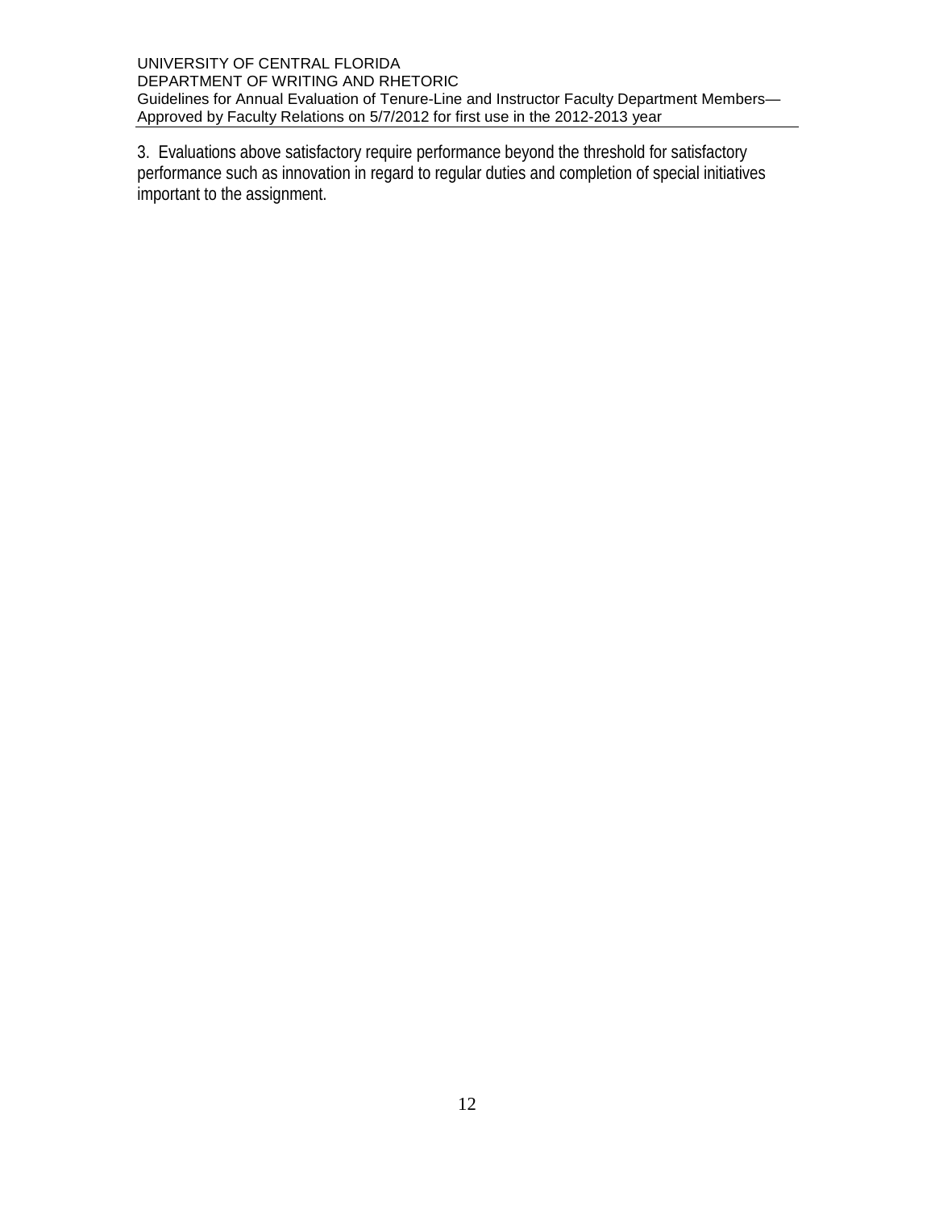3. Evaluations above satisfactory require performance beyond the threshold for satisfactory performance such as innovation in regard to regular duties and completion of special initiatives important to the assignment.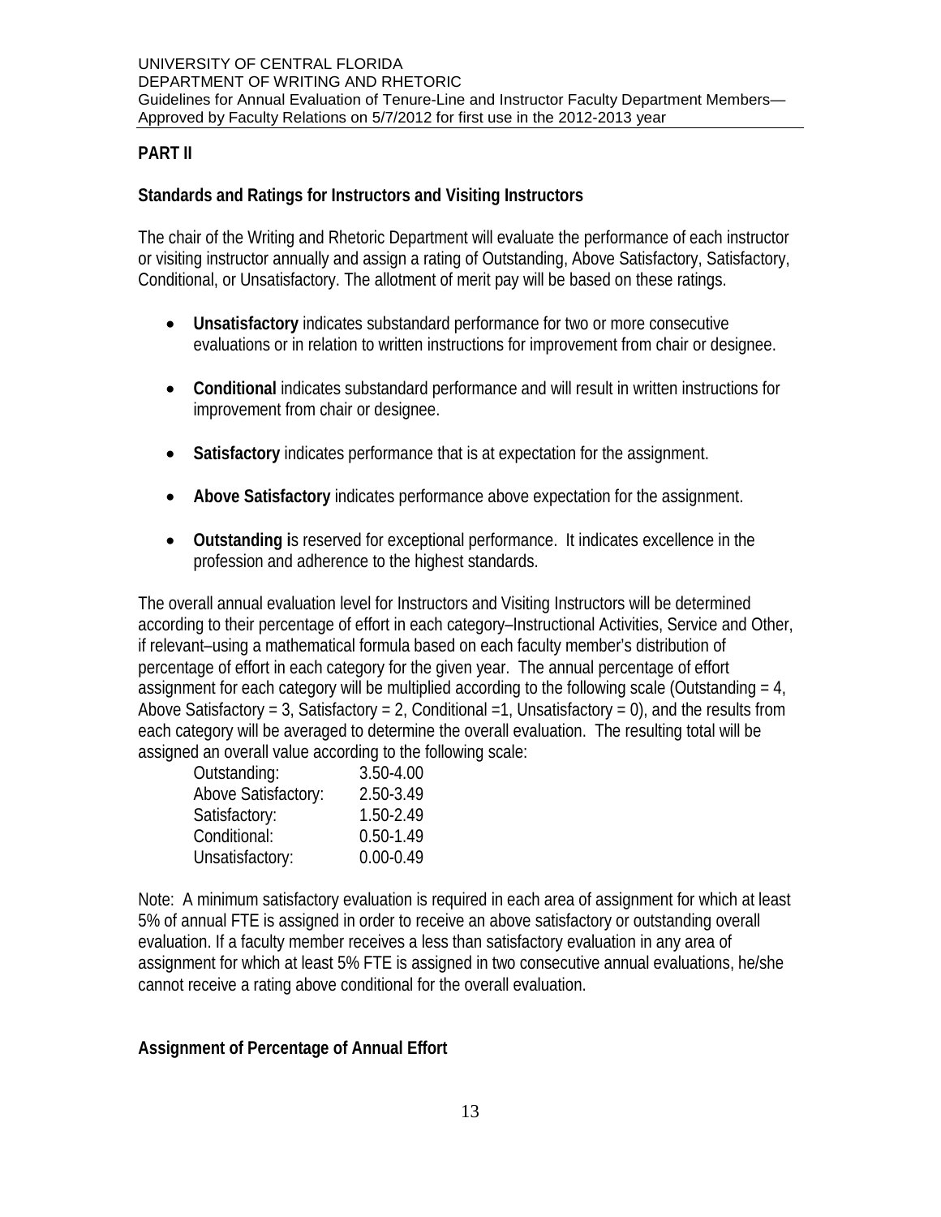## PART II

### Standards and Ratings for Instructors and Visiting Instructors

The chair of the Writing and Rhetoric Department will evaluate the performance of each instructor or visiting instructor annually and assign a rating of Outstanding, Above Satisfactory, Satisfactory, Conditional, or Unsatisfactory. The allotment of merit pay will be based on these ratings.

- **Unsatisfactory** indicates substandard performance for two or more consecutive evaluations or in relation to written instructions for improvement from chair or designee.
- **Conditional** indicates substandard performance and will result in written instructions for improvement from chair or designee.
- **Satisfactory** indicates performance that is at expectation for the assignment.
- **Above Satisfactory** indicates performance above expectation for the assignment.
- **Outstanding i**s reserved for exceptional performance. It indicates excellence in the profession and adherence to the highest standards.

The overall annual evaluation level for Instructors and Visiting Instructors will be determined according to their percentage of effort in each category–Instructional Activities, Service and Other, if relevant–using a mathematical formula based on each faculty member's distribution of percentage of effort in each category for the given year. The annual percentage of effort assignment for each category will be multiplied according to the following scale (Outstanding = 4, Above Satisfactory = 3, Satisfactory = 2, Conditional =1, Unsatisfactory = 0), and the results from each category will be averaged to determine the overall evaluation. The resulting total will be assigned an overall value according to the following scale:

| | |
|---|---|
| Outstanding: | 3.50-4.00 |
| Above Satisfactory: | 2.50-3.49 |
| Satisfactory: | 1.50-2.49 |
| Conditional: | 0.50-1.49 |
| Unsatisfactory: | 0.00-0.49 |

Note: A minimum satisfactory evaluation is required in each area of assignment for which at least 5% of annual FTE is assigned in order to receive an above satisfactory or outstanding overall evaluation. If a faculty member receives a less than satisfactory evaluation in any area of assignment for which at least 5% FTE is assigned in two consecutive annual evaluations, he/she cannot receive a rating above conditional for the overall evaluation.

### Assignment of Percentage of Annual Effort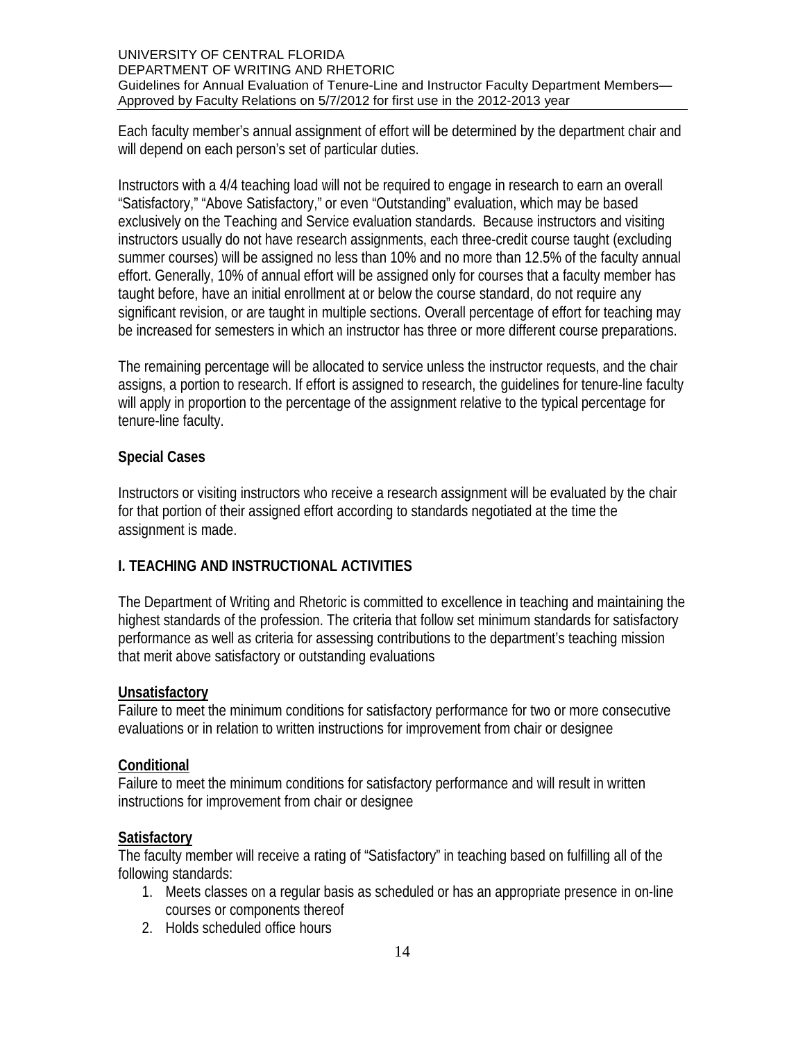Each faculty member's annual assignment of effort will be determined by the department chair and will depend on each person's set of particular duties.

Instructors with a 4/4 teaching load will not be required to engage in research to earn an overall "Satisfactory," "Above Satisfactory," or even "Outstanding" evaluation, which may be based exclusively on the Teaching and Service evaluation standards. Because instructors and visiting instructors usually do not have research assignments, each three-credit course taught (excluding summer courses) will be assigned no less than 10% and no more than 12.5% of the faculty annual effort. Generally, 10% of annual effort will be assigned only for courses that a faculty member has taught before, have an initial enrollment at or below the course standard, do not require any significant revision, or are taught in multiple sections. Overall percentage of effort for teaching may be increased for semesters in which an instructor has three or more different course preparations.

The remaining percentage will be allocated to service unless the instructor requests, and the chair assigns, a portion to research. If effort is assigned to research, the guidelines for tenure-line faculty will apply in proportion to the percentage of the assignment relative to the typical percentage for tenure-line faculty.

### Special Cases

Instructors or visiting instructors who receive a research assignment will be evaluated by the chair for that portion of their assigned effort according to standards negotiated at the time the assignment is made.

## I. TEACHING AND INSTRUCTIONAL ACTIVITIES

The Department of Writing and Rhetoric is committed to excellence in teaching and maintaining the highest standards of the profession. The criteria that follow set minimum standards for satisfactory performance as well as criteria for assessing contributions to the department's teaching mission that merit above satisfactory or outstanding evaluations

**Unsatisfactory**
Failure to meet the minimum conditions for satisfactory performance for two or more consecutive evaluations or in relation to written instructions for improvement from chair or designee

**Conditional**
Failure to meet the minimum conditions for satisfactory performance and will result in written instructions for improvement from chair or designee

**Satisfactory**
The faculty member will receive a rating of "Satisfactory" in teaching based on fulfilling all of the following standards:

1. Meets classes on a regular basis as scheduled or has an appropriate presence in on-line courses or components thereof
2. Holds scheduled office hours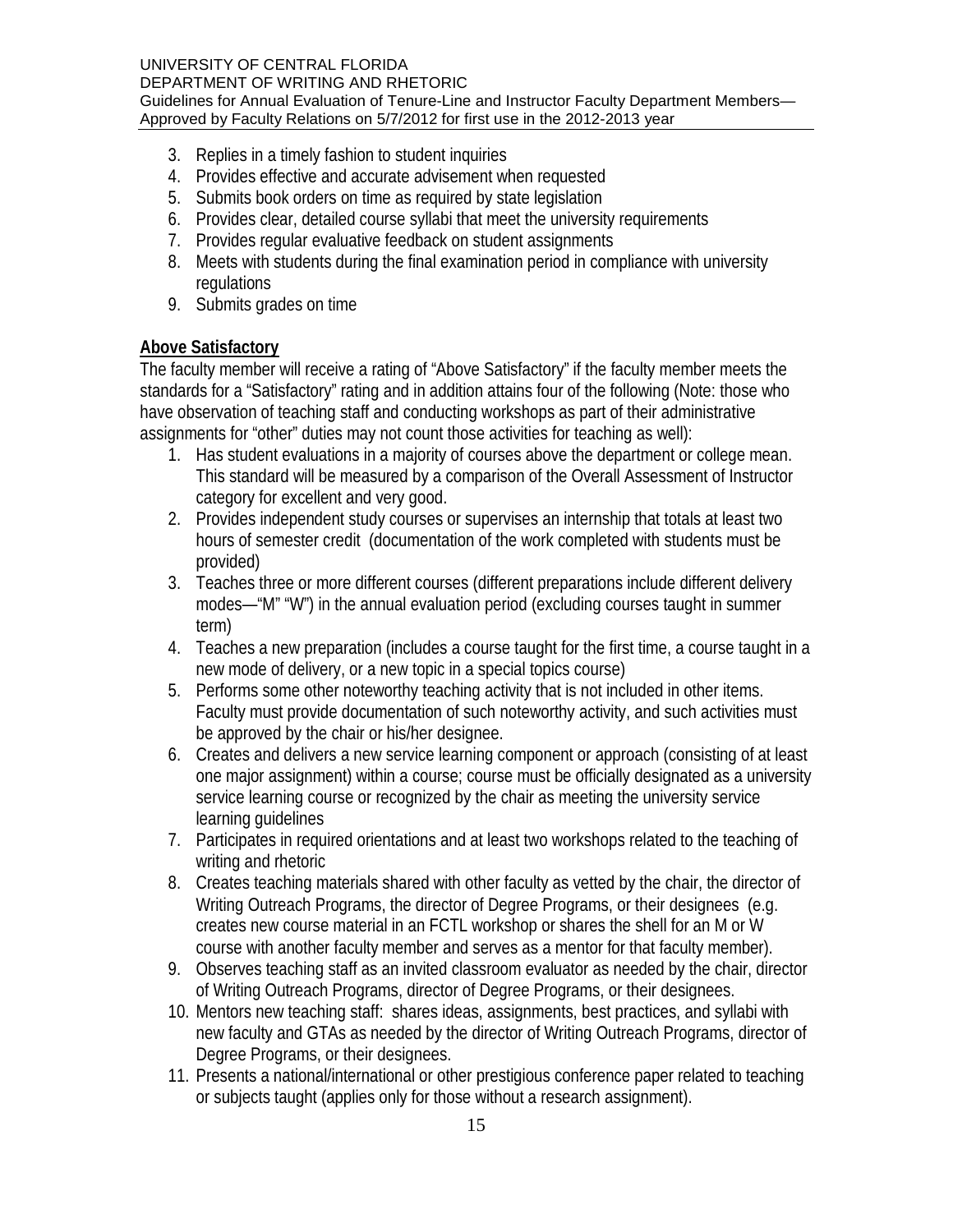3. Replies in a timely fashion to student inquiries
4. Provides effective and accurate advisement when requested
5. Submits book orders on time as required by state legislation
6. Provides clear, detailed course syllabi that meet the university requirements
7. Provides regular evaluative feedback on student assignments
8. Meets with students during the final examination period in compliance with university regulations
9. Submits grades on time

**Above Satisfactory**

The faculty member will receive a rating of "Above Satisfactory" if the faculty member meets the standards for a "Satisfactory" rating and in addition attains four of the following (Note: those who have observation of teaching staff and conducting workshops as part of their administrative assignments for "other" duties may not count those activities for teaching as well):

1. Has student evaluations in a majority of courses above the department or college mean. This standard will be measured by a comparison of the Overall Assessment of Instructor category for excellent and very good.
2. Provides independent study courses or supervises an internship that totals at least two hours of semester credit (documentation of the work completed with students must be provided)
3. Teaches three or more different courses (different preparations include different delivery modes—"M" "W") in the annual evaluation period (excluding courses taught in summer term)
4. Teaches a new preparation (includes a course taught for the first time, a course taught in a new mode of delivery, or a new topic in a special topics course)
5. Performs some other noteworthy teaching activity that is not included in other items. Faculty must provide documentation of such noteworthy activity, and such activities must be approved by the chair or his/her designee.
6. Creates and delivers a new service learning component or approach (consisting of at least one major assignment) within a course; course must be officially designated as a university service learning course or recognized by the chair as meeting the university service learning guidelines
7. Participates in required orientations and at least two workshops related to the teaching of writing and rhetoric
8. Creates teaching materials shared with other faculty as vetted by the chair, the director of Writing Outreach Programs, the director of Degree Programs, or their designees (e.g. creates new course material in an FCTL workshop or shares the shell for an M or W course with another faculty member and serves as a mentor for that faculty member).
9. Observes teaching staff as an invited classroom evaluator as needed by the chair, director of Writing Outreach Programs, director of Degree Programs, or their designees.
10. Mentors new teaching staff: shares ideas, assignments, best practices, and syllabi with new faculty and GTAs as needed by the director of Writing Outreach Programs, director of Degree Programs, or their designees.
11. Presents a national/international or other prestigious conference paper related to teaching or subjects taught (applies only for those without a research assignment).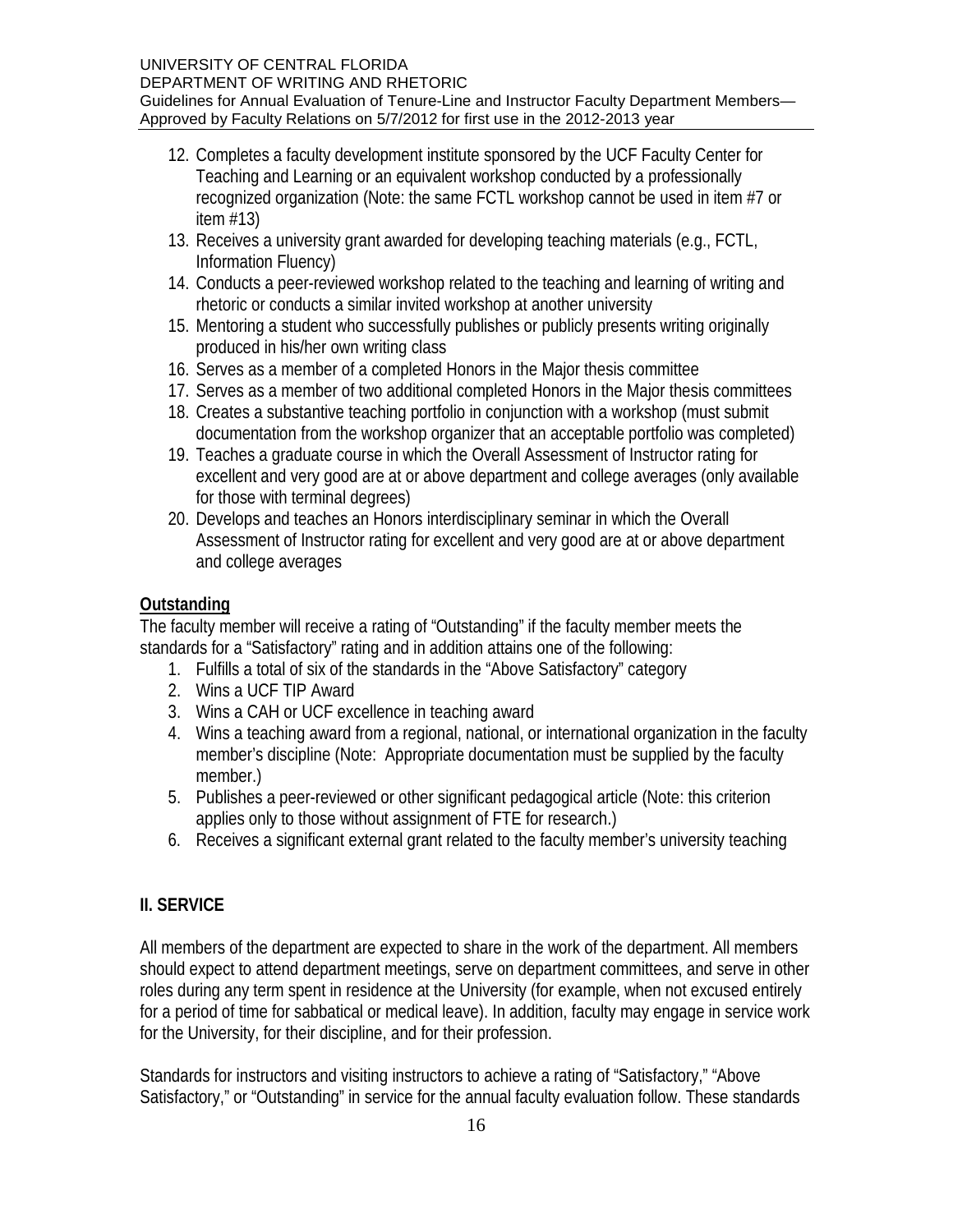12. Completes a faculty development institute sponsored by the UCF Faculty Center for Teaching and Learning or an equivalent workshop conducted by a professionally recognized organization (Note: the same FCTL workshop cannot be used in item #7 or item #13)
13. Receives a university grant awarded for developing teaching materials (e.g., FCTL, Information Fluency)
14. Conducts a peer-reviewed workshop related to the teaching and learning of writing and rhetoric or conducts a similar invited workshop at another university
15. Mentoring a student who successfully publishes or publicly presents writing originally produced in his/her own writing class
16. Serves as a member of a completed Honors in the Major thesis committee
17. Serves as a member of two additional completed Honors in the Major thesis committees
18. Creates a substantive teaching portfolio in conjunction with a workshop (must submit documentation from the workshop organizer that an acceptable portfolio was completed)
19. Teaches a graduate course in which the Overall Assessment of Instructor rating for excellent and very good are at or above department and college averages (only available for those with terminal degrees)
20. Develops and teaches an Honors interdisciplinary seminar in which the Overall Assessment of Instructor rating for excellent and very good are at or above department and college averages

**Outstanding**

The faculty member will receive a rating of "Outstanding" if the faculty member meets the standards for a "Satisfactory" rating and in addition attains one of the following:

1. Fulfills a total of six of the standards in the "Above Satisfactory" category
2. Wins a UCF TIP Award
3. Wins a CAH or UCF excellence in teaching award
4. Wins a teaching award from a regional, national, or international organization in the faculty member's discipline (Note: Appropriate documentation must be supplied by the faculty member.)
5. Publishes a peer-reviewed or other significant pedagogical article (Note: this criterion applies only to those without assignment of FTE for research.)
6. Receives a significant external grant related to the faculty member's university teaching

## II. SERVICE

All members of the department are expected to share in the work of the department. All members should expect to attend department meetings, serve on department committees, and serve in other roles during any term spent in residence at the University (for example, when not excused entirely for a period of time for sabbatical or medical leave). In addition, faculty may engage in service work for the University, for their discipline, and for their profession.

Standards for instructors and visiting instructors to achieve a rating of "Satisfactory," "Above Satisfactory," or "Outstanding" in service for the annual faculty evaluation follow. These standards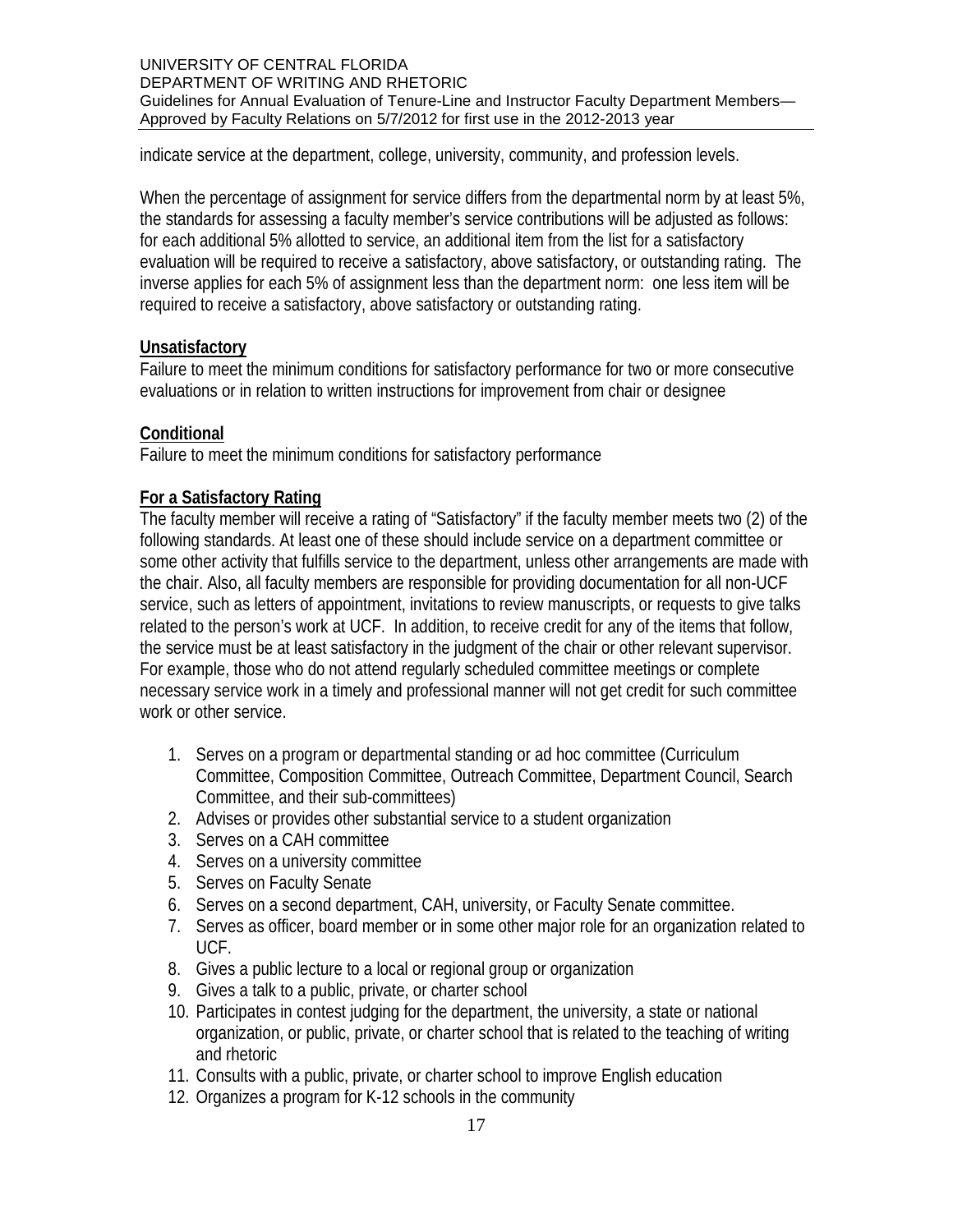indicate service at the department, college, university, community, and profession levels.

When the percentage of assignment for service differs from the departmental norm by at least 5%, the standards for assessing a faculty member's service contributions will be adjusted as follows: for each additional 5% allotted to service, an additional item from the list for a satisfactory evaluation will be required to receive a satisfactory, above satisfactory, or outstanding rating. The inverse applies for each 5% of assignment less than the department norm: one less item will be required to receive a satisfactory, above satisfactory or outstanding rating.

**Unsatisfactory**

Failure to meet the minimum conditions for satisfactory performance for two or more consecutive evaluations or in relation to written instructions for improvement from chair or designee

**Conditional**

Failure to meet the minimum conditions for satisfactory performance

**For a Satisfactory Rating**

The faculty member will receive a rating of "Satisfactory" if the faculty member meets two (2) of the following standards. At least one of these should include service on a department committee or some other activity that fulfills service to the department, unless other arrangements are made with the chair. Also, all faculty members are responsible for providing documentation for all non-UCF service, such as letters of appointment, invitations to review manuscripts, or requests to give talks related to the person's work at UCF. In addition, to receive credit for any of the items that follow, the service must be at least satisfactory in the judgment of the chair or other relevant supervisor. For example, those who do not attend regularly scheduled committee meetings or complete necessary service work in a timely and professional manner will not get credit for such committee work or other service.

1. Serves on a program or departmental standing or ad hoc committee (Curriculum Committee, Composition Committee, Outreach Committee, Department Council, Search Committee, and their sub-committees)
2. Advises or provides other substantial service to a student organization
3. Serves on a CAH committee
4. Serves on a university committee
5. Serves on Faculty Senate
6. Serves on a second department, CAH, university, or Faculty Senate committee.
7. Serves as officer, board member or in some other major role for an organization related to UCF.
8. Gives a public lecture to a local or regional group or organization
9. Gives a talk to a public, private, or charter school
10. Participates in contest judging for the department, the university, a state or national organization, or public, private, or charter school that is related to the teaching of writing and rhetoric
11. Consults with a public, private, or charter school to improve English education
12. Organizes a program for K-12 schools in the community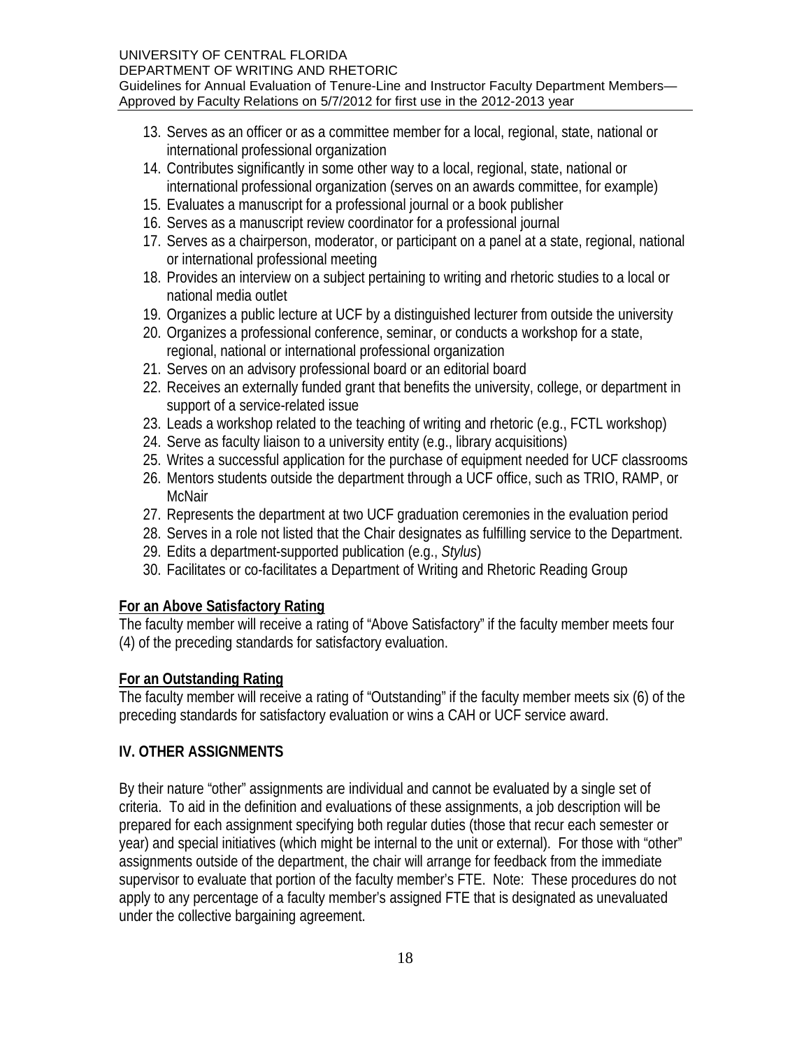13. Serves as an officer or as a committee member for a local, regional, state, national or international professional organization
14. Contributes significantly in some other way to a local, regional, state, national or international professional organization (serves on an awards committee, for example)
15. Evaluates a manuscript for a professional journal or a book publisher
16. Serves as a manuscript review coordinator for a professional journal
17. Serves as a chairperson, moderator, or participant on a panel at a state, regional, national or international professional meeting
18. Provides an interview on a subject pertaining to writing and rhetoric studies to a local or national media outlet
19. Organizes a public lecture at UCF by a distinguished lecturer from outside the university
20. Organizes a professional conference, seminar, or conducts a workshop for a state, regional, national or international professional organization
21. Serves on an advisory professional board or an editorial board
22. Receives an externally funded grant that benefits the university, college, or department in support of a service-related issue
23. Leads a workshop related to the teaching of writing and rhetoric (e.g., FCTL workshop)
24. Serve as faculty liaison to a university entity (e.g., library acquisitions)
25. Writes a successful application for the purchase of equipment needed for UCF classrooms
26. Mentors students outside the department through a UCF office, such as TRIO, RAMP, or McNair
27. Represents the department at two UCF graduation ceremonies in the evaluation period
28. Serves in a role not listed that the Chair designates as fulfilling service to the Department.
29. Edits a department-supported publication (e.g., *Stylus*)
30. Facilitates or co-facilitates a Department of Writing and Rhetoric Reading Group

**For an Above Satisfactory Rating**

The faculty member will receive a rating of "Above Satisfactory" if the faculty member meets four (4) of the preceding standards for satisfactory evaluation.

**For an Outstanding Rating**

The faculty member will receive a rating of "Outstanding" if the faculty member meets six (6) of the preceding standards for satisfactory evaluation or wins a CAH or UCF service award.

## IV. OTHER ASSIGNMENTS

By their nature "other" assignments are individual and cannot be evaluated by a single set of criteria. To aid in the definition and evaluations of these assignments, a job description will be prepared for each assignment specifying both regular duties (those that recur each semester or year) and special initiatives (which might be internal to the unit or external). For those with "other" assignments outside of the department, the chair will arrange for feedback from the immediate supervisor to evaluate that portion of the faculty member's FTE. Note: These procedures do not apply to any percentage of a faculty member's assigned FTE that is designated as unevaluated under the collective bargaining agreement.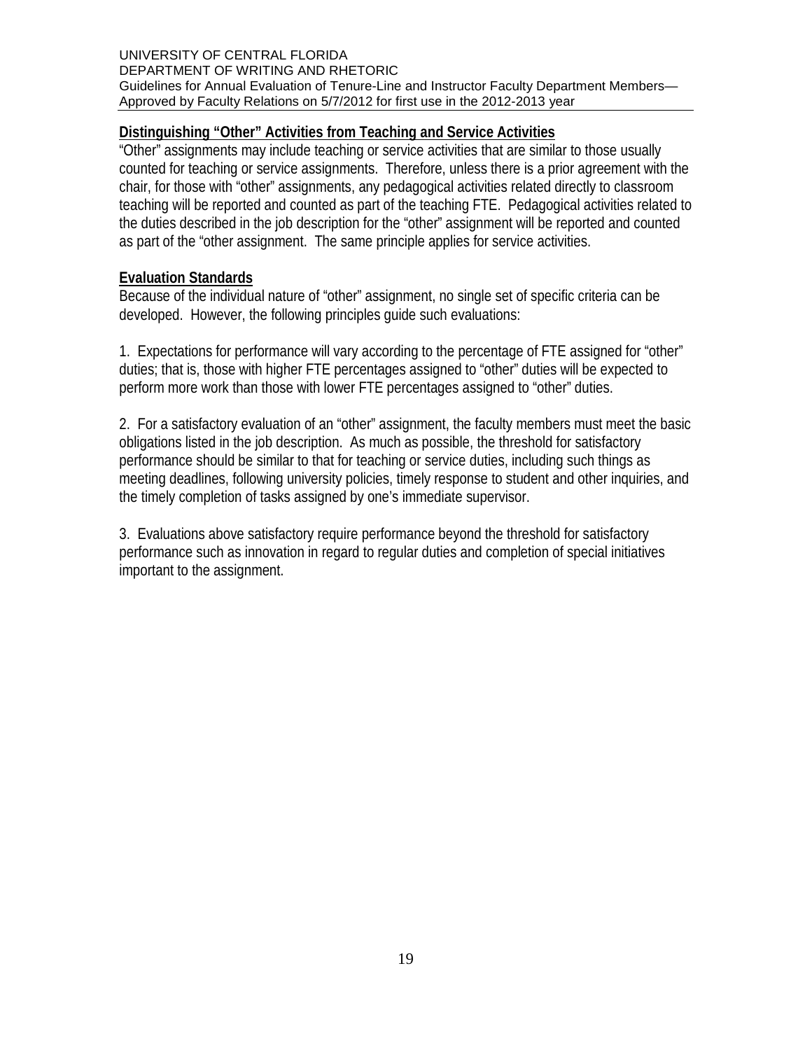### Distinguishing "Other" Activities from Teaching and Service Activities

"Other" assignments may include teaching or service activities that are similar to those usually counted for teaching or service assignments. Therefore, unless there is a prior agreement with the chair, for those with "other" assignments, any pedagogical activities related directly to classroom teaching will be reported and counted as part of the teaching FTE. Pedagogical activities related to the duties described in the job description for the "other" assignment will be reported and counted as part of the "other assignment. The same principle applies for service activities.

### Evaluation Standards

Because of the individual nature of "other" assignment, no single set of specific criteria can be developed. However, the following principles guide such evaluations:

1. Expectations for performance will vary according to the percentage of FTE assigned for "other" duties; that is, those with higher FTE percentages assigned to "other" duties will be expected to perform more work than those with lower FTE percentages assigned to "other" duties.

2. For a satisfactory evaluation of an "other" assignment, the faculty members must meet the basic obligations listed in the job description. As much as possible, the threshold for satisfactory performance should be similar to that for teaching or service duties, including such things as meeting deadlines, following university policies, timely response to student and other inquiries, and the timely completion of tasks assigned by one's immediate supervisor.

3. Evaluations above satisfactory require performance beyond the threshold for satisfactory performance such as innovation in regard to regular duties and completion of special initiatives important to the assignment.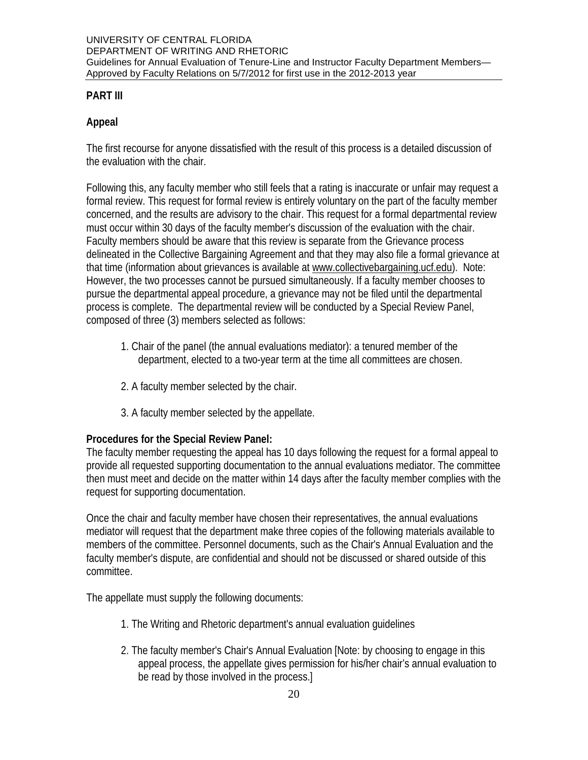## PART III

### Appeal

The first recourse for anyone dissatisfied with the result of this process is a detailed discussion of the evaluation with the chair.

Following this, any faculty member who still feels that a rating is inaccurate or unfair may request a formal review. This request for formal review is entirely voluntary on the part of the faculty member concerned, and the results are advisory to the chair. This request for a formal departmental review must occur within 30 days of the faculty member's discussion of the evaluation with the chair. Faculty members should be aware that this review is separate from the Grievance process delineated in the Collective Bargaining Agreement and that they may also file a formal grievance at that time (information about grievances is available at www.collectivebargaining.ucf.edu). Note: However, the two processes cannot be pursued simultaneously. If a faculty member chooses to pursue the departmental appeal procedure, a grievance may not be filed until the departmental process is complete. The departmental review will be conducted by a Special Review Panel, composed of three (3) members selected as follows:

1. Chair of the panel (the annual evaluations mediator): a tenured member of the department, elected to a two-year term at the time all committees are chosen.

2. A faculty member selected by the chair.

3. A faculty member selected by the appellate.

**Procedures for the Special Review Panel:**
The faculty member requesting the appeal has 10 days following the request for a formal appeal to provide all requested supporting documentation to the annual evaluations mediator. The committee then must meet and decide on the matter within 14 days after the faculty member complies with the request for supporting documentation.

Once the chair and faculty member have chosen their representatives, the annual evaluations mediator will request that the department make three copies of the following materials available to members of the committee. Personnel documents, such as the Chair's Annual Evaluation and the faculty member's dispute, are confidential and should not be discussed or shared outside of this committee.

The appellate must supply the following documents:

1. The Writing and Rhetoric department's annual evaluation guidelines

2. The faculty member's Chair's Annual Evaluation [Note: by choosing to engage in this appeal process, the appellate gives permission for his/her chair's annual evaluation to be read by those involved in the process.]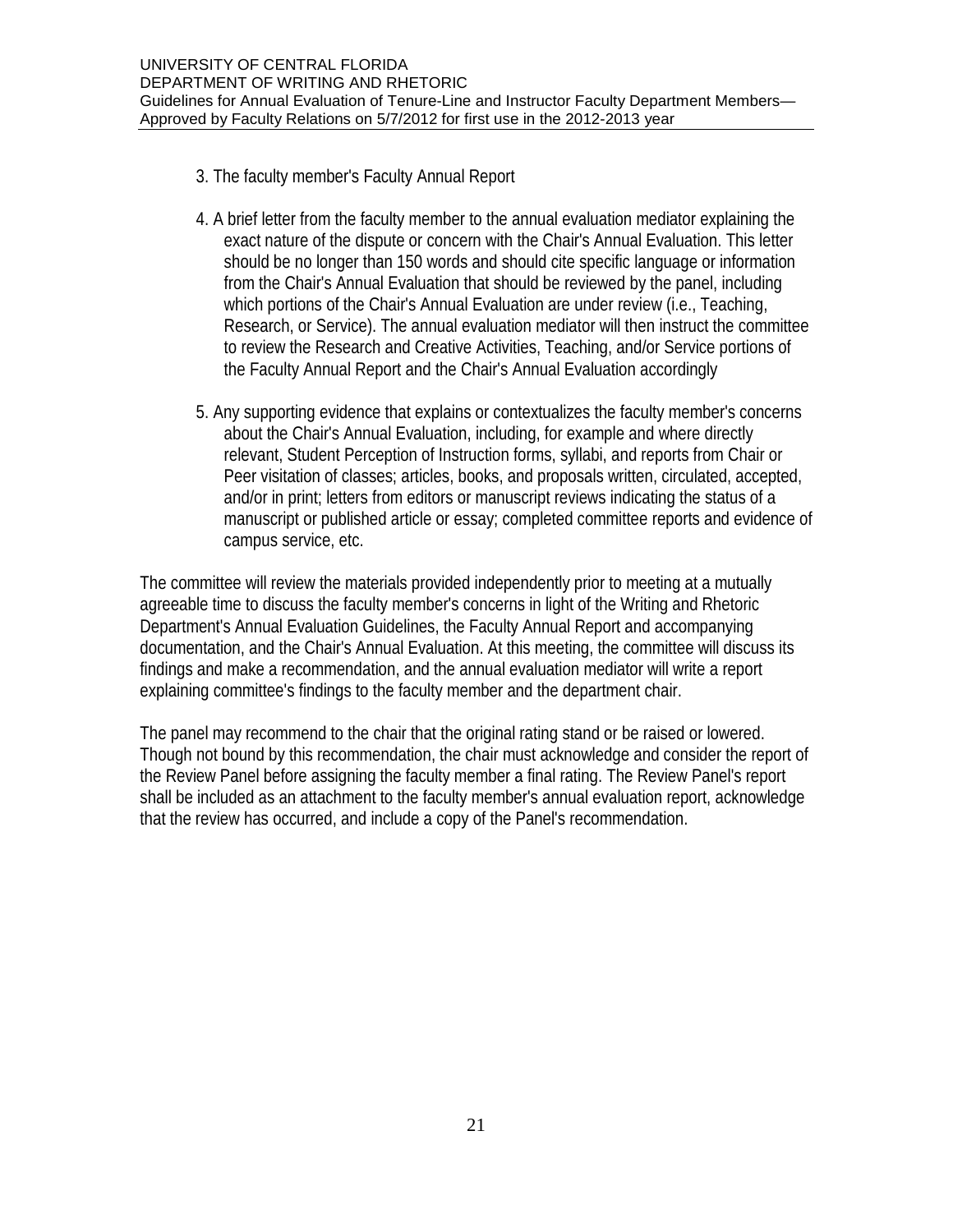3. The faculty member's Faculty Annual Report

4. A brief letter from the faculty member to the annual evaluation mediator explaining the exact nature of the dispute or concern with the Chair's Annual Evaluation. This letter should be no longer than 150 words and should cite specific language or information from the Chair's Annual Evaluation that should be reviewed by the panel, including which portions of the Chair's Annual Evaluation are under review (i.e., Teaching, Research, or Service). The annual evaluation mediator will then instruct the committee to review the Research and Creative Activities, Teaching, and/or Service portions of the Faculty Annual Report and the Chair's Annual Evaluation accordingly

5. Any supporting evidence that explains or contextualizes the faculty member's concerns about the Chair's Annual Evaluation, including, for example and where directly relevant, Student Perception of Instruction forms, syllabi, and reports from Chair or Peer visitation of classes; articles, books, and proposals written, circulated, accepted, and/or in print; letters from editors or manuscript reviews indicating the status of a manuscript or published article or essay; completed committee reports and evidence of campus service, etc.

The committee will review the materials provided independently prior to meeting at a mutually agreeable time to discuss the faculty member's concerns in light of the Writing and Rhetoric Department's Annual Evaluation Guidelines, the Faculty Annual Report and accompanying documentation, and the Chair's Annual Evaluation. At this meeting, the committee will discuss its findings and make a recommendation, and the annual evaluation mediator will write a report explaining committee's findings to the faculty member and the department chair.

The panel may recommend to the chair that the original rating stand or be raised or lowered. Though not bound by this recommendation, the chair must acknowledge and consider the report of the Review Panel before assigning the faculty member a final rating. The Review Panel's report shall be included as an attachment to the faculty member's annual evaluation report, acknowledge that the review has occurred, and include a copy of the Panel's recommendation.